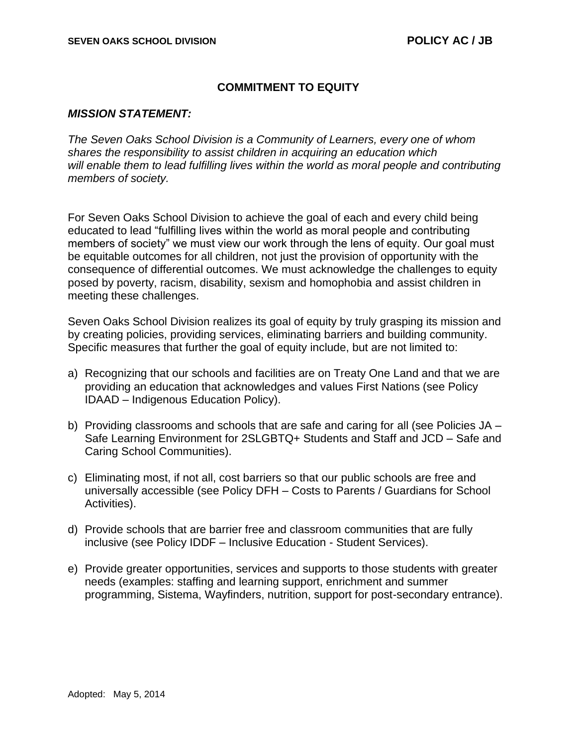# COMMITMENT TO EQUITY

***MISSION STATEMENT:***

*The Seven Oaks School Division is a Community of Learners, every one of whom shares the responsibility to assist children in acquiring an education which will enable them to lead fulfilling lives within the world as moral people and contributing members of society.*

For Seven Oaks School Division to achieve the goal of each and every child being educated to lead "fulfilling lives within the world as moral people and contributing members of society" we must view our work through the lens of equity. Our goal must be equitable outcomes for all children, not just the provision of opportunity with the consequence of differential outcomes. We must acknowledge the challenges to equity posed by poverty, racism, disability, sexism and homophobia and assist children in meeting these challenges.

Seven Oaks School Division realizes its goal of equity by truly grasping its mission and by creating policies, providing services, eliminating barriers and building community. Specific measures that further the goal of equity include, but are not limited to:

a) Recognizing that our schools and facilities are on Treaty One Land and that we are providing an education that acknowledges and values First Nations (see Policy IDAAD – Indigenous Education Policy).

b) Providing classrooms and schools that are safe and caring for all (see Policies JA – Safe Learning Environment for 2SLGBTQ+ Students and Staff and JCD – Safe and Caring School Communities).

c) Eliminating most, if not all, cost barriers so that our public schools are free and universally accessible (see Policy DFH – Costs to Parents / Guardians for School Activities).

d) Provide schools that are barrier free and classroom communities that are fully inclusive (see Policy IDDF – Inclusive Education - Student Services).

e) Provide greater opportunities, services and supports to those students with greater needs (examples: staffing and learning support, enrichment and summer programming, Sistema, Wayfinders, nutrition, support for post-secondary entrance).

Adopted: May 5, 2014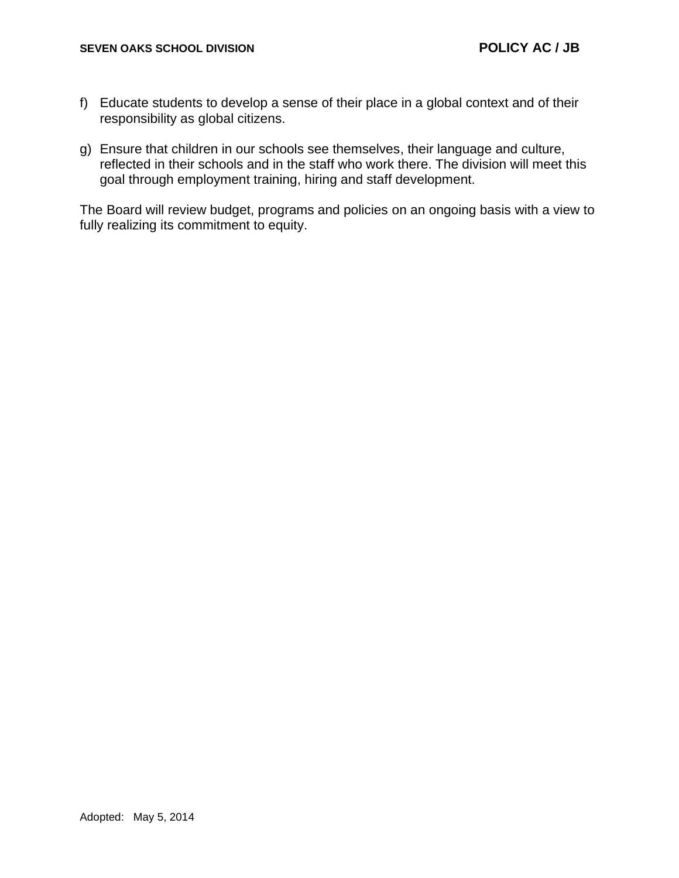f) Educate students to develop a sense of their place in a global context and of their responsibility as global citizens.

g) Ensure that children in our schools see themselves, their language and culture, reflected in their schools and in the staff who work there. The division will meet this goal through employment training, hiring and staff development.

The Board will review budget, programs and policies on an ongoing basis with a view to fully realizing its commitment to equity.

Adopted: May 5, 2014